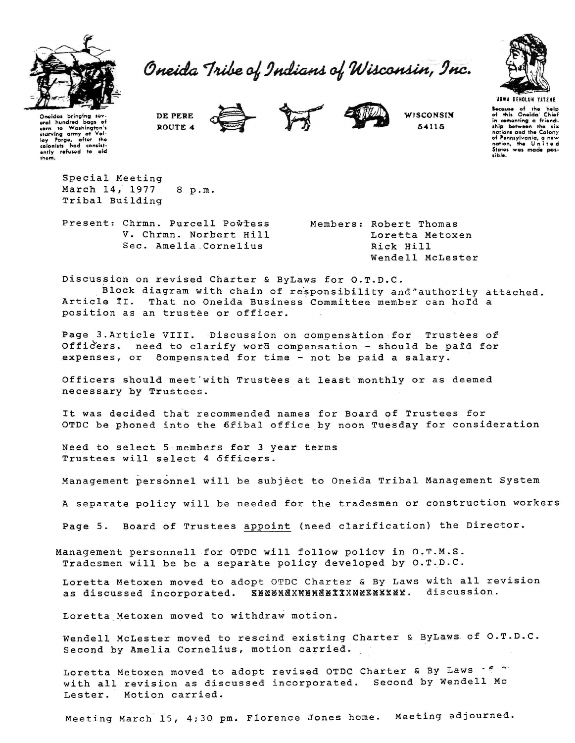# Oneida Tribe of Indians of Wisconsin, Inc.

Oneidas bringing several hundred bags of corn to Washington's starving army at Valley Forge, after the colonists had consistently refused to aid them.

DE PERE
ROUTE 4

WISCONSIN
54115

UGWA DEHOLUN YATEHE

Because of the help of this Oneida Chief in cementing a friendship between the six nations and the Colony of Pennsylvania, a new nation, the United States was made possible.

Special Meeting
March 14, 1977 8 p.m.
Tribal Building

Present: Chrmn. Purcell Powless
V. Chrmn. Norbert Hill
Sec. Amelia Cornelius

Members: Robert Thomas
Loretta Metoxen
Rick Hill
Wendell McLester

Discussion on revised Charter & ByLaws for O.T.D.C.
Block diagram with chain of responsibility and authority attached.
Article II. That no Oneida Business Committee member can hold a position as an trustee or officer.

Page 3. Article VIII. Discussion on compensation for Trustees of Officers. need to clarify word compensation - should be paid for expenses, or compensated for time - not be paid a salary.

Officers should meet with Trustees at least monthly or as deemed necessary by Trustees.

It was decided that recommended names for Board of Trustees for OTDC be phoned into the tribal office by noon Tuesday for consideration

Need to select 5 members for 3 year terms
Trustees will select 4 officers.

Management personnel will be subject to Oneida Tribal Management System

A separate policy will be needed for the tradesmen or construction workers

Page 5. Board of Trustees <u>appoint</u> (need clarification) the Director.

Management personnell for OTDC will follow policy in O.T.M.S.
Tradesmen will be be a separate policy developed by O.T.D.C.

Loretta Metoxen moved to adopt OTDC Charter & By Laws with all revision as discussed incorporated. ~~XXXXXXXXXXXXXXXXXXXXX~~. discussion.

Loretta Metoxen moved to withdraw motion.

Wendell McLester moved to rescind existing Charter & ByLaws of O.T.D.C. Second by Amelia Cornelius, motion carried.

Loretta Metoxen moved to adopt revised OTDC Charter & By Laws of O with all revision as discussed incorporated. Second by Wendell Mc Lester. Motion carried.

Meeting March 15, 4;30 pm. Florence Jones home. Meeting adjourned.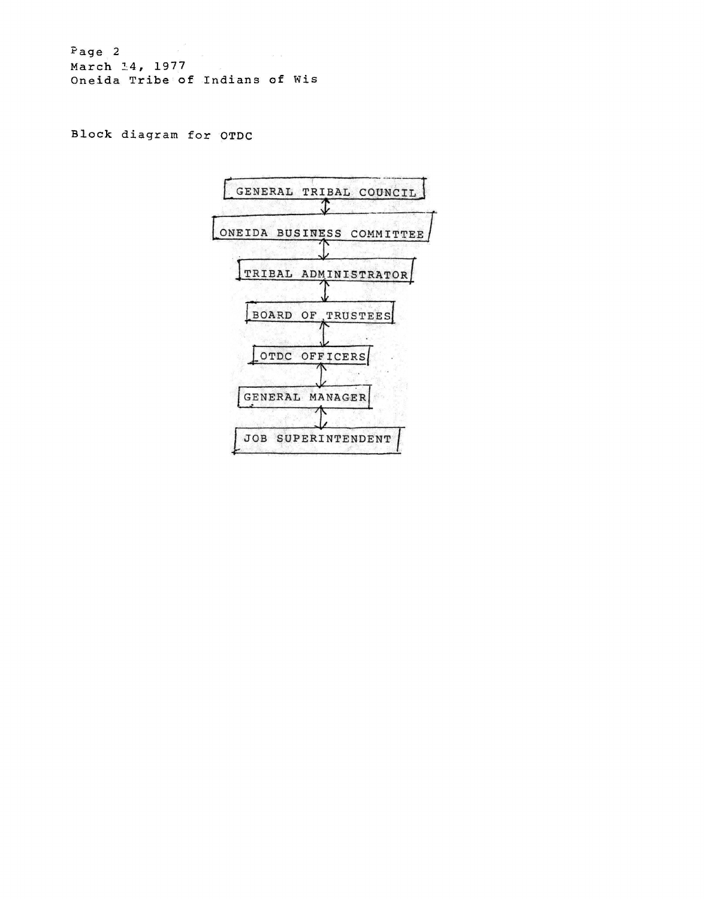Block diagram for OTDC

GENERAL TRIBAL COUNCIL

↕

ONEIDA BUSINESS COMMITTEE

↕

TRIBAL ADMINISTRATOR

↕

BOARD OF TRUSTEES

↕

OTDC OFFICERS

↕

GENERAL MANAGER

↕

JOB SUPERINTENDENT